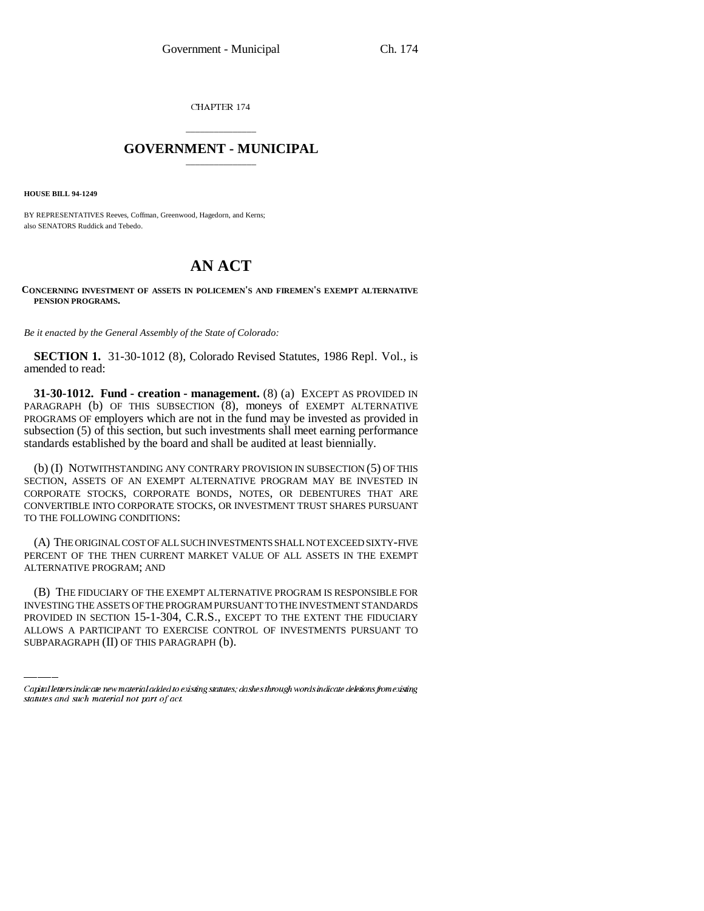CHAPTER 174

# GOVERNMENT - MUNICIPAL

**HOUSE BILL 94-1249**

BY REPRESENTATIVES Reeves, Coffman, Greenwood, Hagedorn, and Kerns;
also SENATORS Ruddick and Tebedo.

# AN ACT

**CONCERNING INVESTMENT OF ASSETS IN POLICEMEN'S AND FIREMEN'S EXEMPT ALTERNATIVE PENSION PROGRAMS.**

*Be it enacted by the General Assembly of the State of Colorado:*

**SECTION 1.** 31-30-1012 (8), Colorado Revised Statutes, 1986 Repl. Vol., is amended to read:

**31-30-1012. Fund - creation - management.** (8) (a) EXCEPT AS PROVIDED IN PARAGRAPH (b) OF THIS SUBSECTION (8), moneys of EXEMPT ALTERNATIVE PROGRAMS OF employers which are not in the fund may be invested as provided in subsection (5) of this section, but such investments shall meet earning performance standards established by the board and shall be audited at least biennially.

(b) (I) NOTWITHSTANDING ANY CONTRARY PROVISION IN SUBSECTION (5) OF THIS SECTION, ASSETS OF AN EXEMPT ALTERNATIVE PROGRAM MAY BE INVESTED IN CORPORATE STOCKS, CORPORATE BONDS, NOTES, OR DEBENTURES THAT ARE CONVERTIBLE INTO CORPORATE STOCKS, OR INVESTMENT TRUST SHARES PURSUANT TO THE FOLLOWING CONDITIONS:

(A) THE ORIGINAL COST OF ALL SUCH INVESTMENTS SHALL NOT EXCEED SIXTY-FIVE PERCENT OF THE THEN CURRENT MARKET VALUE OF ALL ASSETS IN THE EXEMPT ALTERNATIVE PROGRAM; AND

(B) THE FIDUCIARY OF THE EXEMPT ALTERNATIVE PROGRAM IS RESPONSIBLE FOR INVESTING THE ASSETS OF THE PROGRAM PURSUANT TO THE INVESTMENT STANDARDS PROVIDED IN SECTION 15-1-304, C.R.S., EXCEPT TO THE EXTENT THE FIDUCIARY ALLOWS A PARTICIPANT TO EXERCISE CONTROL OF INVESTMENTS PURSUANT TO SUBPARAGRAPH (II) OF THIS PARAGRAPH (b).

Capital letters indicate new material added to existing statutes; dashes through words indicate deletions from existing statutes and such material not part of act.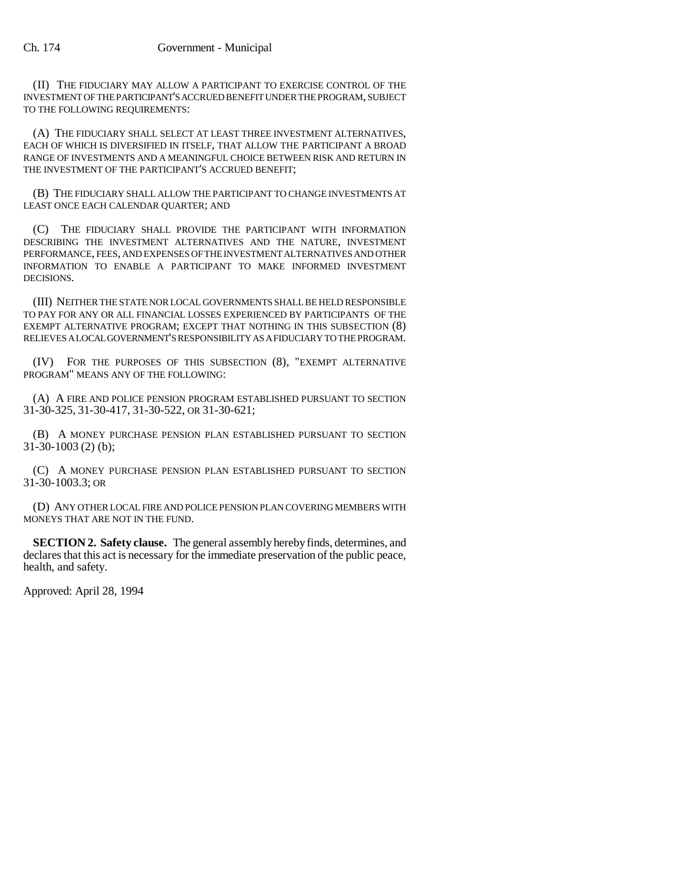(II) THE FIDUCIARY MAY ALLOW A PARTICIPANT TO EXERCISE CONTROL OF THE INVESTMENT OF THE PARTICIPANT'S ACCRUED BENEFIT UNDER THE PROGRAM, SUBJECT TO THE FOLLOWING REQUIREMENTS:

(A) THE FIDUCIARY SHALL SELECT AT LEAST THREE INVESTMENT ALTERNATIVES, EACH OF WHICH IS DIVERSIFIED IN ITSELF, THAT ALLOW THE PARTICIPANT A BROAD RANGE OF INVESTMENTS AND A MEANINGFUL CHOICE BETWEEN RISK AND RETURN IN THE INVESTMENT OF THE PARTICIPANT'S ACCRUED BENEFIT;

(B) THE FIDUCIARY SHALL ALLOW THE PARTICIPANT TO CHANGE INVESTMENTS AT LEAST ONCE EACH CALENDAR QUARTER; AND

(C) THE FIDUCIARY SHALL PROVIDE THE PARTICIPANT WITH INFORMATION DESCRIBING THE INVESTMENT ALTERNATIVES AND THE NATURE, INVESTMENT PERFORMANCE, FEES, AND EXPENSES OF THE INVESTMENT ALTERNATIVES AND OTHER INFORMATION TO ENABLE A PARTICIPANT TO MAKE INFORMED INVESTMENT DECISIONS.

(III) NEITHER THE STATE NOR LOCAL GOVERNMENTS SHALL BE HELD RESPONSIBLE TO PAY FOR ANY OR ALL FINANCIAL LOSSES EXPERIENCED BY PARTICIPANTS OF THE EXEMPT ALTERNATIVE PROGRAM; EXCEPT THAT NOTHING IN THIS SUBSECTION (8) RELIEVES A LOCAL GOVERNMENT'S RESPONSIBILITY AS A FIDUCIARY TO THE PROGRAM.

(IV) FOR THE PURPOSES OF THIS SUBSECTION (8), "EXEMPT ALTERNATIVE PROGRAM" MEANS ANY OF THE FOLLOWING:

(A) A FIRE AND POLICE PENSION PROGRAM ESTABLISHED PURSUANT TO SECTION 31-30-325, 31-30-417, 31-30-522, OR 31-30-621;

(B) A MONEY PURCHASE PENSION PLAN ESTABLISHED PURSUANT TO SECTION 31-30-1003 (2) (b);

(C) A MONEY PURCHASE PENSION PLAN ESTABLISHED PURSUANT TO SECTION 31-30-1003.3; OR

(D) ANY OTHER LOCAL FIRE AND POLICE PENSION PLAN COVERING MEMBERS WITH MONEYS THAT ARE NOT IN THE FUND.

**SECTION 2. Safety clause.** The general assembly hereby finds, determines, and declares that this act is necessary for the immediate preservation of the public peace, health, and safety.

Approved: April 28, 1994